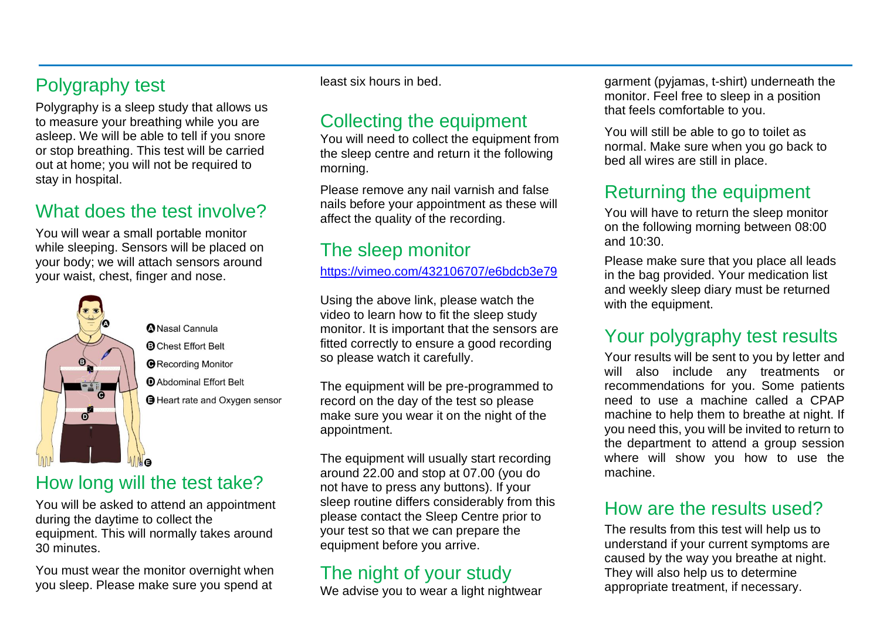## Polygraphy test

Polygraphy is a sleep study that allows us to measure your breathing while you are asleep. We will be able to tell if you snore or stop breathing. This test will be carried out at home; you will not be required to stay in hospital.

## What does the test involve?

You will wear a small portable monitor while sleeping. Sensors will be placed on your body; we will attach sensors around your waist, chest, finger and nose.

- A Nasal Cannula
- B Chest Effort Belt
- C Recording Monitor
- D Abdominal Effort Belt
- E Heart rate and Oxygen sensor

## How long will the test take?

You will be asked to attend an appointment during the daytime to collect the equipment. This will normally takes around 30 minutes.

You must wear the monitor overnight when you sleep. Please make sure you spend at least six hours in bed.

## Collecting the equipment

You will need to collect the equipment from the sleep centre and return it the following morning.

Please remove any nail varnish and false nails before your appointment as these will affect the quality of the recording.

## The sleep monitor

https://vimeo.com/432106707/e6bdcb3e79

Using the above link, please watch the video to learn how to fit the sleep study monitor. It is important that the sensors are fitted correctly to ensure a good recording so please watch it carefully.

The equipment will be pre-programmed to record on the day of the test so please make sure you wear it on the night of the appointment.

The equipment will usually start recording around 22.00 and stop at 07.00 (you do not have to press any buttons). If your sleep routine differs considerably from this please contact the Sleep Centre prior to your test so that we can prepare the equipment before you arrive.

## The night of your study

We advise you to wear a light nightwear garment (pyjamas, t-shirt) underneath the monitor. Feel free to sleep in a position that feels comfortable to you.

You will still be able to go to toilet as normal. Make sure when you go back to bed all wires are still in place.

## Returning the equipment

You will have to return the sleep monitor on the following morning between 08:00 and 10:30.

Please make sure that you place all leads in the bag provided. Your medication list and weekly sleep diary must be returned with the equipment.

## Your polygraphy test results

Your results will be sent to you by letter and will also include any treatments or recommendations for you. Some patients need to use a machine called a CPAP machine to help them to breathe at night. If you need this, you will be invited to return to the department to attend a group session where will show you how to use the machine.

## How are the results used?

The results from this test will help us to understand if your current symptoms are caused by the way you breathe at night. They will also help us to determine appropriate treatment, if necessary.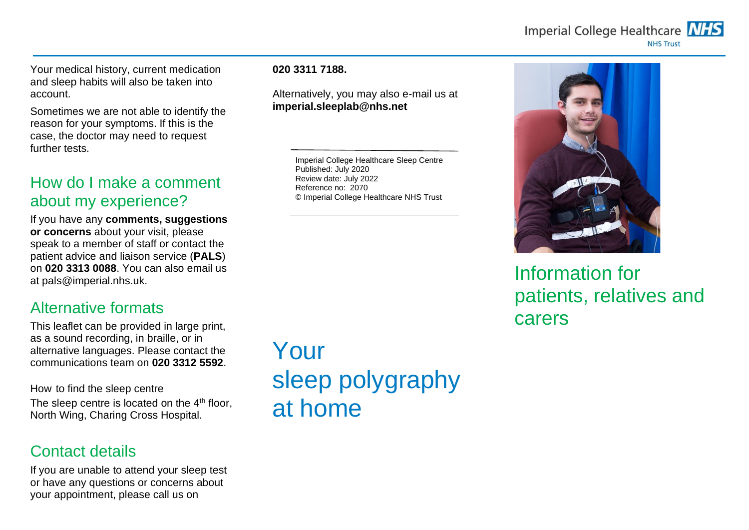Your medical history, current medication and sleep habits will also be taken into account.

Sometimes we are not able to identify the reason for your symptoms. If this is the case, the doctor may need to request further tests.

## How do I make a comment about my experience?

If you have any **comments, suggestions or concerns** about your visit, please speak to a member of staff or contact the patient advice and liaison service (**PALS**) on **020 3313 0088**. You can also email us at pals@imperial.nhs.uk.

## Alternative formats

This leaflet can be provided in large print, as a sound recording, in braille, or in alternative languages. Please contact the communications team on **020 3312 5592**.

How to find the sleep centre

The sleep centre is located on the 4th floor, North Wing, Charing Cross Hospital.

## Contact details

If you are unable to attend your sleep test or have any questions or concerns about your appointment, please call us on **020 3311 7188.**

Alternatively, you may also e-mail us at **imperial.sleeplab@nhs.net**

---

Imperial College Healthcare Sleep Centre
Published: July 2020
Review date: July 2022
Reference no: 2070
© Imperial College Healthcare NHS Trust

---

# Your sleep polygraphy at home

Imperial College Healthcare NHS Trust

## Information for patients, relatives and carers